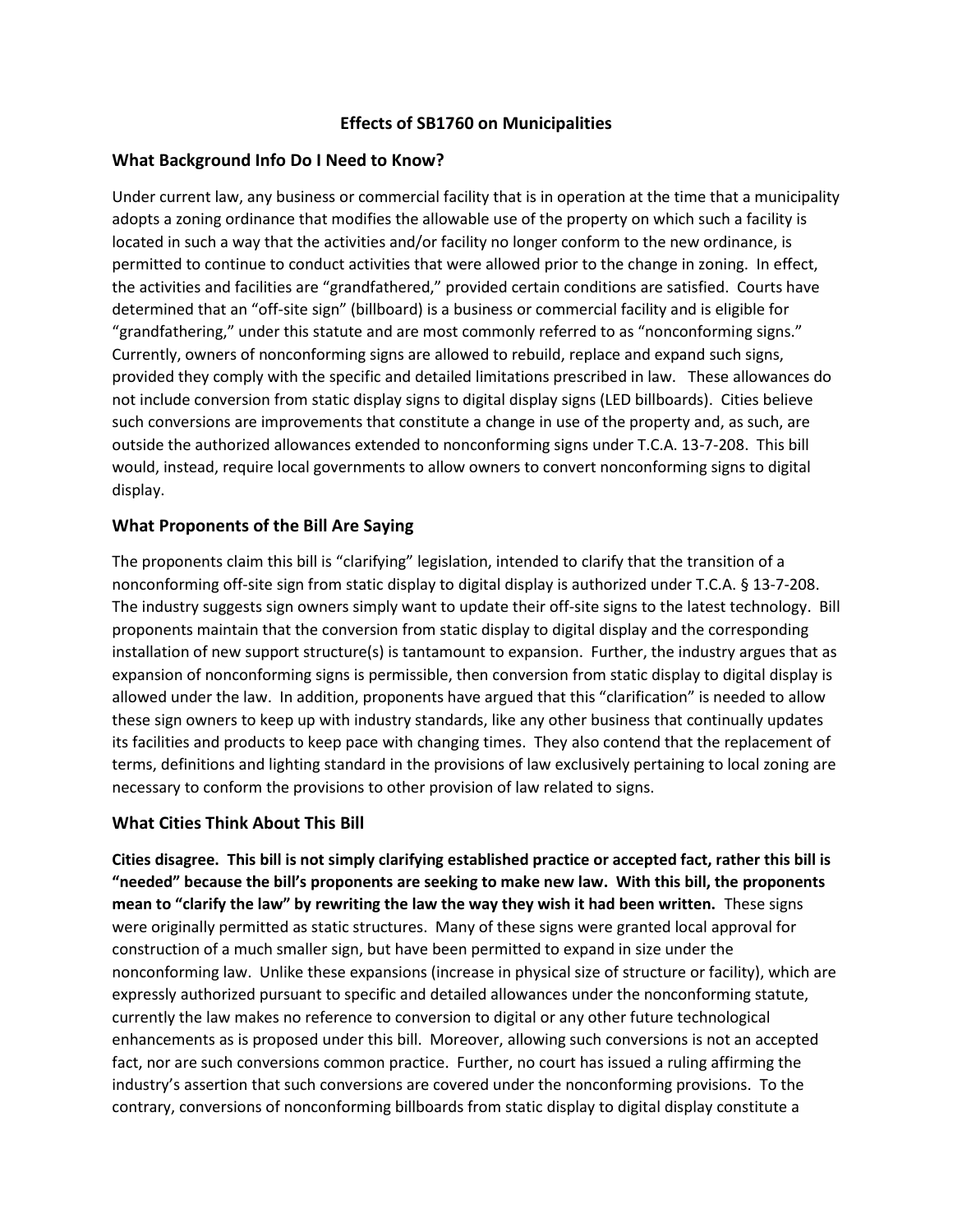# Effects of SB1760 on Municipalities

## What Background Info Do I Need to Know?

Under current law, any business or commercial facility that is in operation at the time that a municipality adopts a zoning ordinance that modifies the allowable use of the property on which such a facility is located in such a way that the activities and/or facility no longer conform to the new ordinance, is permitted to continue to conduct activities that were allowed prior to the change in zoning. In effect, the activities and facilities are "grandfathered," provided certain conditions are satisfied. Courts have determined that an "off-site sign" (billboard) is a business or commercial facility and is eligible for "grandfathering," under this statute and are most commonly referred to as "nonconforming signs." Currently, owners of nonconforming signs are allowed to rebuild, replace and expand such signs, provided they comply with the specific and detailed limitations prescribed in law. These allowances do not include conversion from static display signs to digital display signs (LED billboards). Cities believe such conversions are improvements that constitute a change in use of the property and, as such, are outside the authorized allowances extended to nonconforming signs under T.C.A. 13-7-208. This bill would, instead, require local governments to allow owners to convert nonconforming signs to digital display.

## What Proponents of the Bill Are Saying

The proponents claim this bill is "clarifying" legislation, intended to clarify that the transition of a nonconforming off-site sign from static display to digital display is authorized under T.C.A. § 13-7-208. The industry suggests sign owners simply want to update their off-site signs to the latest technology. Bill proponents maintain that the conversion from static display to digital display and the corresponding installation of new support structure(s) is tantamount to expansion. Further, the industry argues that as expansion of nonconforming signs is permissible, then conversion from static display to digital display is allowed under the law. In addition, proponents have argued that this "clarification" is needed to allow these sign owners to keep up with industry standards, like any other business that continually updates its facilities and products to keep pace with changing times. They also contend that the replacement of terms, definitions and lighting standard in the provisions of law exclusively pertaining to local zoning are necessary to conform the provisions to other provision of law related to signs.

## What Cities Think About This Bill

**Cities disagree. This bill is not simply clarifying established practice or accepted fact, rather this bill is "needed" because the bill's proponents are seeking to make new law. With this bill, the proponents mean to "clarify the law" by rewriting the law the way they wish it had been written.** These signs were originally permitted as static structures. Many of these signs were granted local approval for construction of a much smaller sign, but have been permitted to expand in size under the nonconforming law. Unlike these expansions (increase in physical size of structure or facility), which are expressly authorized pursuant to specific and detailed allowances under the nonconforming statute, currently the law makes no reference to conversion to digital or any other future technological enhancements as is proposed under this bill. Moreover, allowing such conversions is not an accepted fact, nor are such conversions common practice. Further, no court has issued a ruling affirming the industry's assertion that such conversions are covered under the nonconforming provisions. To the contrary, conversions of nonconforming billboards from static display to digital display constitute a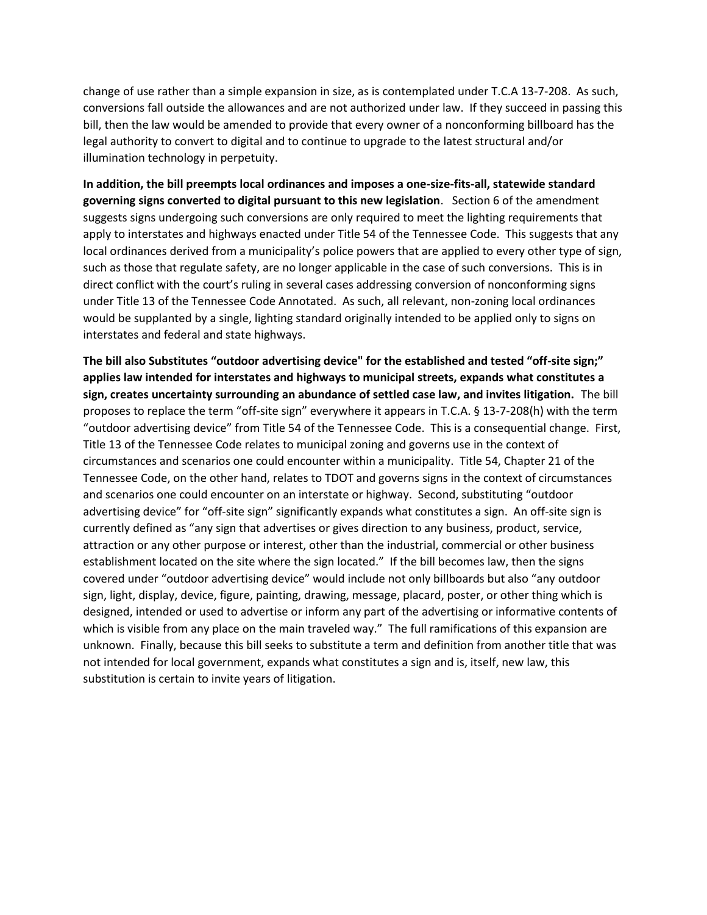change of use rather than a simple expansion in size, as is contemplated under T.C.A 13-7-208. As such, conversions fall outside the allowances and are not authorized under law. If they succeed in passing this bill, then the law would be amended to provide that every owner of a nonconforming billboard has the legal authority to convert to digital and to continue to upgrade to the latest structural and/or illumination technology in perpetuity.

**In addition, the bill preempts local ordinances and imposes a one-size-fits-all, statewide standard governing signs converted to digital pursuant to this new legislation**. Section 6 of the amendment suggests signs undergoing such conversions are only required to meet the lighting requirements that apply to interstates and highways enacted under Title 54 of the Tennessee Code. This suggests that any local ordinances derived from a municipality's police powers that are applied to every other type of sign, such as those that regulate safety, are no longer applicable in the case of such conversions. This is in direct conflict with the court's ruling in several cases addressing conversion of nonconforming signs under Title 13 of the Tennessee Code Annotated. As such, all relevant, non-zoning local ordinances would be supplanted by a single, lighting standard originally intended to be applied only to signs on interstates and federal and state highways.

**The bill also Substitutes "outdoor advertising device" for the established and tested "off-site sign;" applies law intended for interstates and highways to municipal streets, expands what constitutes a sign, creates uncertainty surrounding an abundance of settled case law, and invites litigation.** The bill proposes to replace the term "off-site sign" everywhere it appears in T.C.A. § 13-7-208(h) with the term "outdoor advertising device" from Title 54 of the Tennessee Code. This is a consequential change. First, Title 13 of the Tennessee Code relates to municipal zoning and governs use in the context of circumstances and scenarios one could encounter within a municipality. Title 54, Chapter 21 of the Tennessee Code, on the other hand, relates to TDOT and governs signs in the context of circumstances and scenarios one could encounter on an interstate or highway. Second, substituting "outdoor advertising device" for "off-site sign" significantly expands what constitutes a sign. An off-site sign is currently defined as "any sign that advertises or gives direction to any business, product, service, attraction or any other purpose or interest, other than the industrial, commercial or other business establishment located on the site where the sign located." If the bill becomes law, then the signs covered under "outdoor advertising device" would include not only billboards but also "any outdoor sign, light, display, device, figure, painting, drawing, message, placard, poster, or other thing which is designed, intended or used to advertise or inform any part of the advertising or informative contents of which is visible from any place on the main traveled way." The full ramifications of this expansion are unknown. Finally, because this bill seeks to substitute a term and definition from another title that was not intended for local government, expands what constitutes a sign and is, itself, new law, this substitution is certain to invite years of litigation.